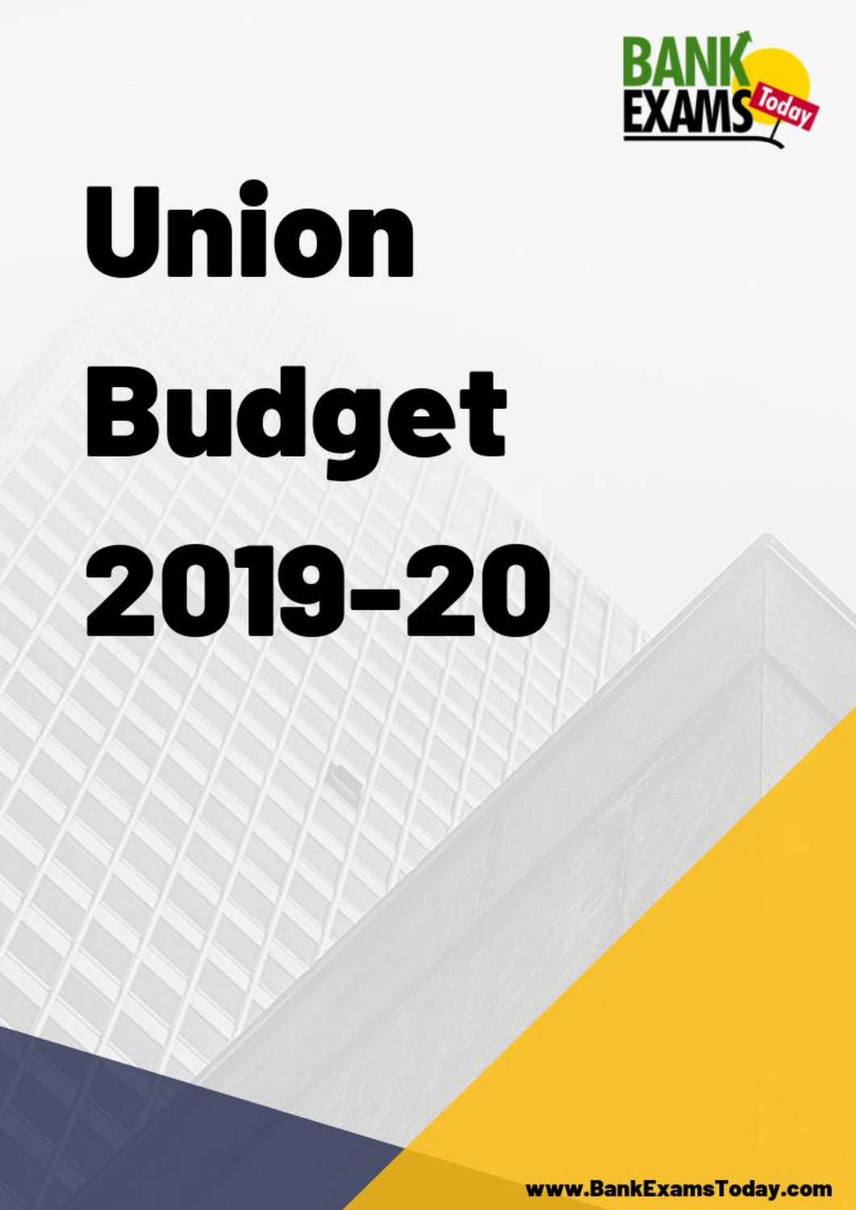# Union Budget 2019-20

www.BankExamsToday.com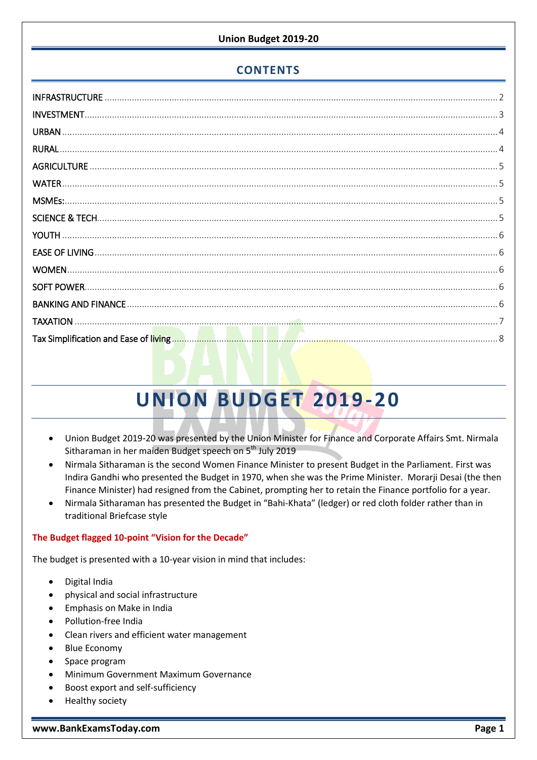## CONTENTS

INFRASTRUCTURE ..... 2
INVESTMENT ..... 3
URBAN ..... 4
RURAL ..... 4
AGRICULTURE ..... 5
WATER ..... 5
MSMEs: ..... 5
SCIENCE & TECH ..... 5
YOUTH ..... 6
EASE OF LIVING ..... 6
WOMEN ..... 6
SOFT POWER ..... 6
BANKING AND FINANCE ..... 6
TAXATION ..... 7
Tax Simplification and Ease of living ..... 8

# UNION BUDGET 2019-20

- Union Budget 2019-20 was presented by the Union Minister for Finance and Corporate Affairs Smt. Nirmala Sitharaman in her maiden Budget speech on 5th July 2019
- Nirmala Sitharaman is the second Women Finance Minister to present Budget in the Parliament. First was Indira Gandhi who presented the Budget in 1970, when she was the Prime Minister. Morarji Desai (the then Finance Minister) had resigned from the Cabinet, prompting her to retain the Finance portfolio for a year.
- Nirmala Sitharaman has presented the Budget in "Bahi-Khata" (ledger) or red cloth folder rather than in traditional Briefcase style

**The Budget flagged 10-point "Vision for the Decade"**

The budget is presented with a 10-year vision in mind that includes:

- Digital India
- physical and social infrastructure
- Emphasis on Make in India
- Pollution-free India
- Clean rivers and efficient water management
- Blue Economy
- Space program
- Minimum Government Maximum Governance
- Boost export and self-sufficiency
- Healthy society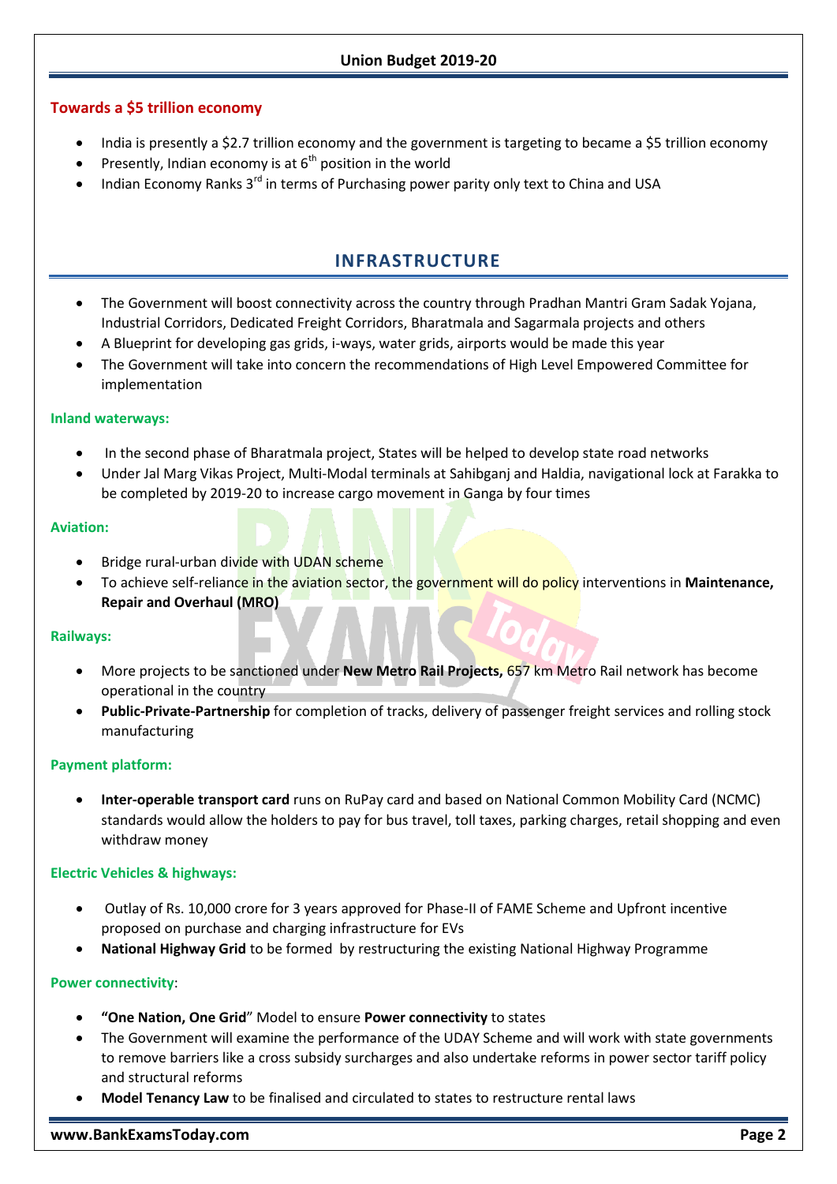## Towards a $5 trillion economy

- India is presently a $2.7 trillion economy and the government is targeting to became a $5 trillion economy
- Presently, Indian economy is at 6th position in the world
- Indian Economy Ranks 3rd in terms of Purchasing power parity only text to China and USA

# INFRASTRUCTURE

- The Government will boost connectivity across the country through Pradhan Mantri Gram Sadak Yojana, Industrial Corridors, Dedicated Freight Corridors, Bharatmala and Sagarmala projects and others
- A Blueprint for developing gas grids, i-ways, water grids, airports would be made this year
- The Government will take into concern the recommendations of High Level Empowered Committee for implementation

### Inland waterways:

- In the second phase of Bharatmala project, States will be helped to develop state road networks
- Under Jal Marg Vikas Project, Multi-Modal terminals at Sahibganj and Haldia, navigational lock at Farakka to be completed by 2019-20 to increase cargo movement in Ganga by four times

### Aviation:

- Bridge rural-urban divide with UDAN scheme
- To achieve self-reliance in the aviation sector, the government will do policy interventions in **Maintenance, Repair and Overhaul (MRO)**

### Railways:

- More projects to be sanctioned under **New Metro Rail Projects,** 657 km Metro Rail network has become operational in the country
- **Public-Private-Partnership** for completion of tracks, delivery of passenger freight services and rolling stock manufacturing

### Payment platform:

- **Inter-operable transport card** runs on RuPay card and based on National Common Mobility Card (NCMC) standards would allow the holders to pay for bus travel, toll taxes, parking charges, retail shopping and even withdraw money

### Electric Vehicles & highways:

- Outlay of Rs. 10,000 crore for 3 years approved for Phase-II of FAME Scheme and Upfront incentive proposed on purchase and charging infrastructure for EVs
- **National Highway Grid** to be formed by restructuring the existing National Highway Programme

### Power connectivity:

- **"One Nation, One Grid"** Model to ensure **Power connectivity** to states
- The Government will examine the performance of the UDAY Scheme and will work with state governments to remove barriers like a cross subsidy surcharges and also undertake reforms in power sector tariff policy and structural reforms
- **Model Tenancy Law** to be finalised and circulated to states to restructure rental laws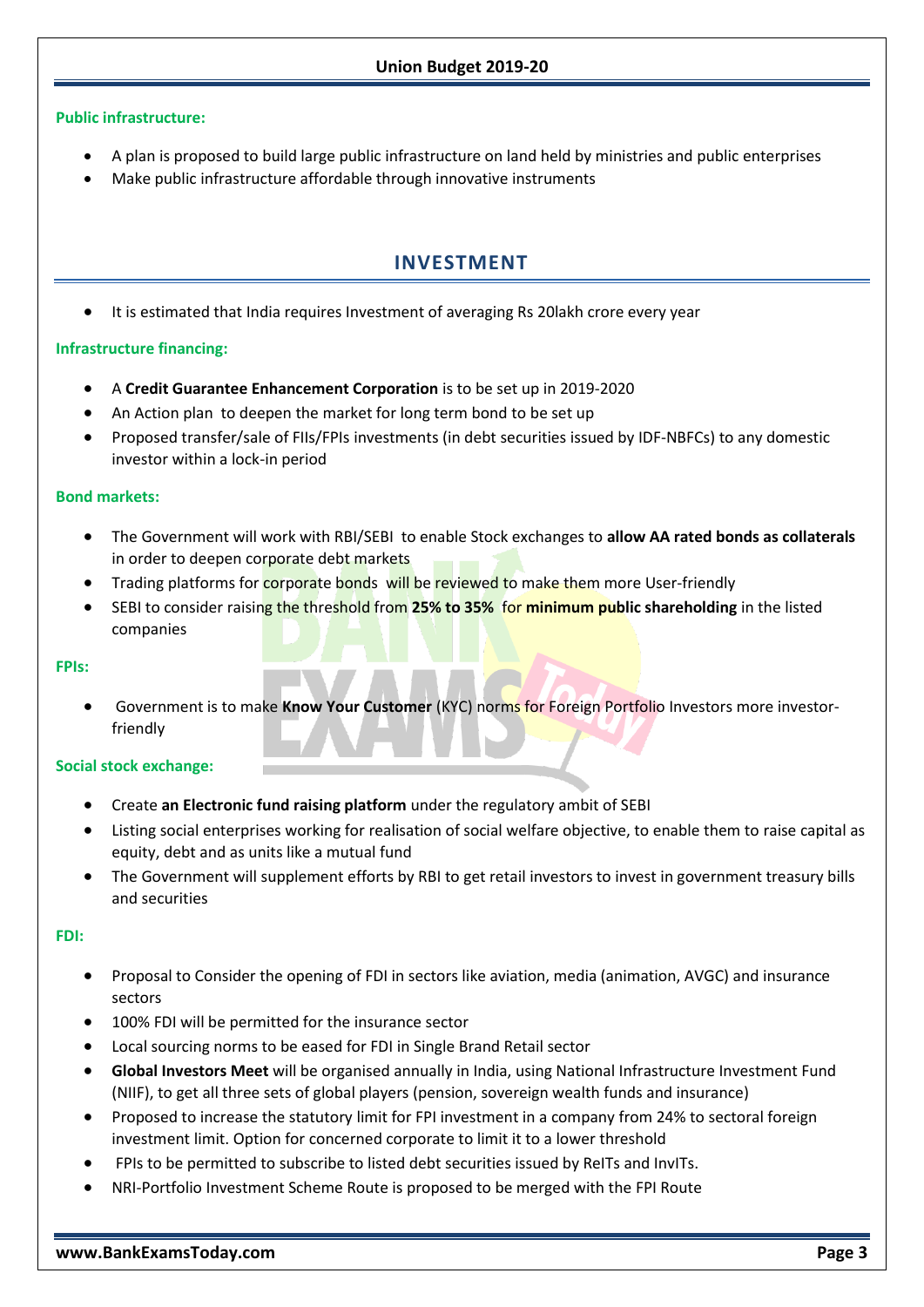**Public infrastructure:**

- A plan is proposed to build large public infrastructure on land held by ministries and public enterprises
- Make public infrastructure affordable through innovative instruments

## INVESTMENT

- It is estimated that India requires Investment of averaging Rs 20lakh crore every year

**Infrastructure financing:**

- A **Credit Guarantee Enhancement Corporation** is to be set up in 2019-2020
- An Action plan to deepen the market for long term bond to be set up
- Proposed transfer/sale of FIIs/FPIs investments (in debt securities issued by IDF-NBFCs) to any domestic investor within a lock-in period

**Bond markets:**

- The Government will work with RBI/SEBI to enable Stock exchanges to **allow AA rated bonds as collaterals** in order to deepen corporate debt markets
- Trading platforms for corporate bonds will be reviewed to make them more User-friendly
- SEBI to consider raising the threshold from **25% to 35%** for **minimum public shareholding** in the listed companies

**FPIs:**

- Government is to make **Know Your Customer** (KYC) norms for Foreign Portfolio Investors more investor-friendly

**Social stock exchange:**

- Create **an Electronic fund raising platform** under the regulatory ambit of SEBI
- Listing social enterprises working for realisation of social welfare objective, to enable them to raise capital as equity, debt and as units like a mutual fund
- The Government will supplement efforts by RBI to get retail investors to invest in government treasury bills and securities

**FDI:**

- Proposal to Consider the opening of FDI in sectors like aviation, media (animation, AVGC) and insurance sectors
- 100% FDI will be permitted for the insurance sector
- Local sourcing norms to be eased for FDI in Single Brand Retail sector
- **Global Investors Meet** will be organised annually in India, using National Infrastructure Investment Fund (NIIF), to get all three sets of global players (pension, sovereign wealth funds and insurance)
- Proposed to increase the statutory limit for FPI investment in a company from 24% to sectoral foreign investment limit. Option for concerned corporate to limit it to a lower threshold
- FPIs to be permitted to subscribe to listed debt securities issued by ReITs and InvITs.
- NRI-Portfolio Investment Scheme Route is proposed to be merged with the FPI Route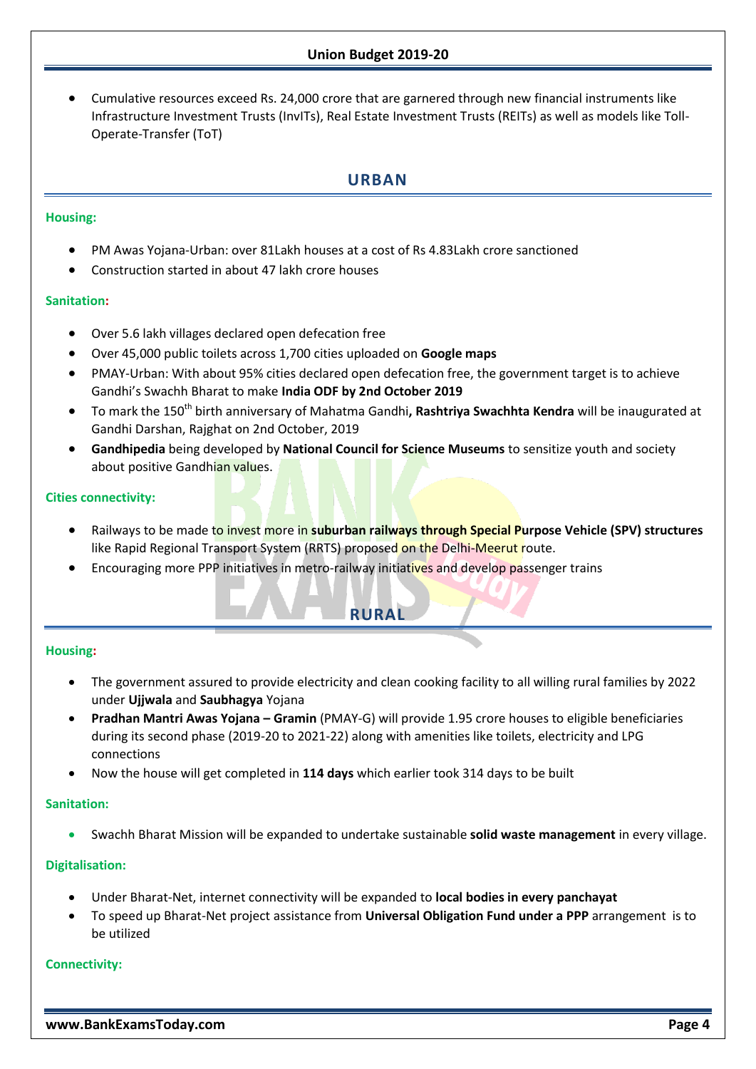- Cumulative resources exceed Rs. 24,000 crore that are garnered through new financial instruments like Infrastructure Investment Trusts (InvITs), Real Estate Investment Trusts (REITs) as well as models like Toll-Operate-Transfer (ToT)

## URBAN

### Housing:

- PM Awas Yojana-Urban: over 81Lakh houses at a cost of Rs 4.83Lakh crore sanctioned
- Construction started in about 47 lakh crore houses

### Sanitation:

- Over 5.6 lakh villages declared open defecation free
- Over 45,000 public toilets across 1,700 cities uploaded on **Google maps**
- PMAY-Urban: With about 95% cities declared open defecation free, the government target is to achieve Gandhi's Swachh Bharat to make **India ODF by 2nd October 2019**
- To mark the 150th birth anniversary of Mahatma Gandhi**, Rashtriya Swachhta Kendra** will be inaugurated at Gandhi Darshan, Rajghat on 2nd October, 2019
- **Gandhipedia** being developed by **National Council for Science Museums** to sensitize youth and society about positive Gandhian values.

### Cities connectivity:

- Railways to be made to invest more in **suburban railways through Special Purpose Vehicle (SPV) structures** like Rapid Regional Transport System (RRTS) proposed on the Delhi-Meerut route.
- Encouraging more PPP initiatives in metro-railway initiatives and develop passenger trains

## RURAL

### Housing:

- The government assured to provide electricity and clean cooking facility to all willing rural families by 2022 under **Ujjwala** and **Saubhagya** Yojana
- **Pradhan Mantri Awas Yojana – Gramin** (PMAY-G) will provide 1.95 crore houses to eligible beneficiaries during its second phase (2019-20 to 2021-22) along with amenities like toilets, electricity and LPG connections
- Now the house will get completed in **114 days** which earlier took 314 days to be built

### Sanitation:

- Swachh Bharat Mission will be expanded to undertake sustainable **solid waste management** in every village.

### Digitalisation:

- Under Bharat-Net, internet connectivity will be expanded to **local bodies in every panchayat**
- To speed up Bharat-Net project assistance from **Universal Obligation Fund under a PPP** arrangement is to be utilized

### Connectivity: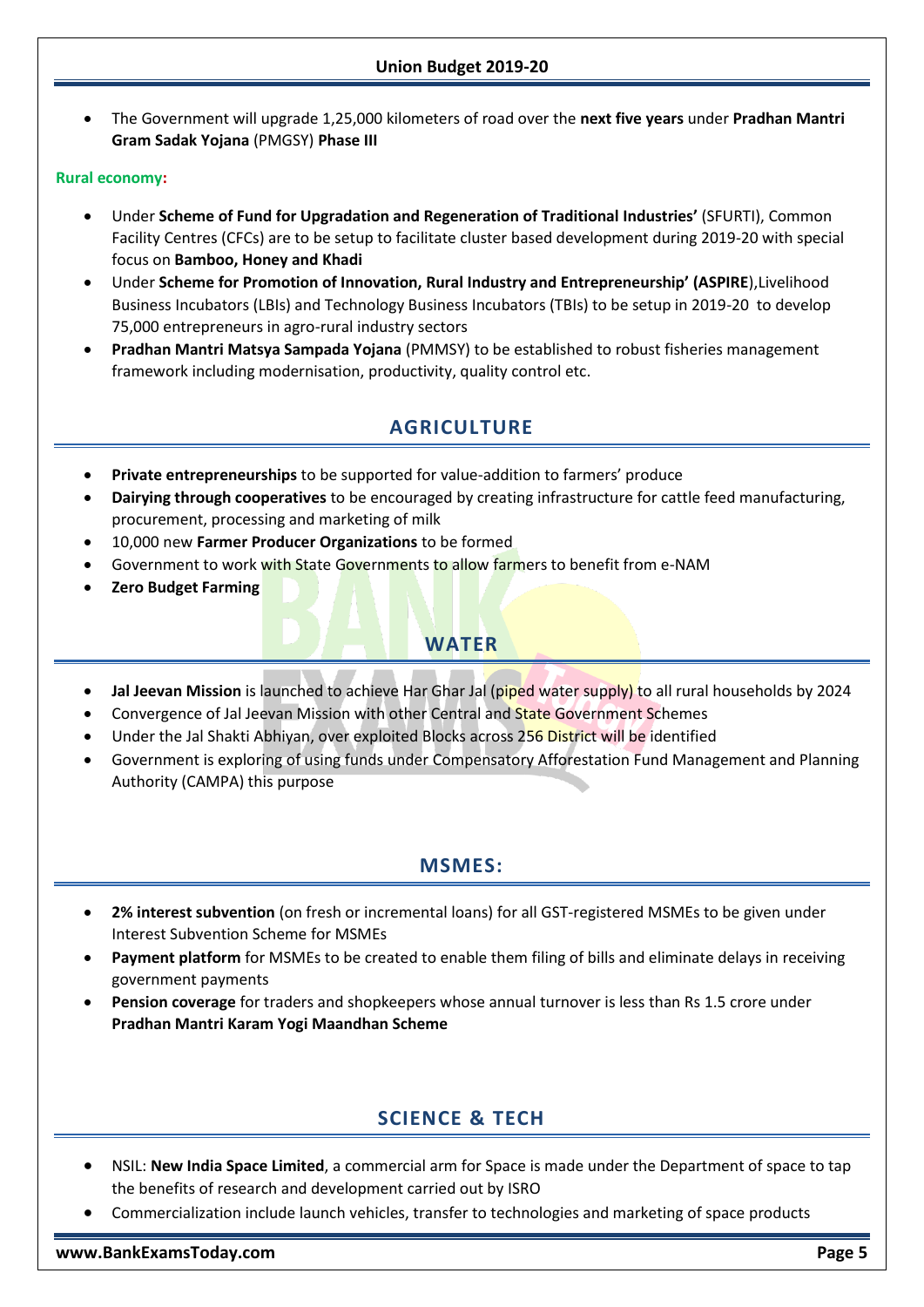- The Government will upgrade 1,25,000 kilometers of road over the **next five years** under **Pradhan Mantri Gram Sadak Yojana** (PMGSY) **Phase III**

**Rural economy:**

- Under **Scheme of Fund for Upgradation and Regeneration of Traditional Industries'** (SFURTI), Common Facility Centres (CFCs) are to be setup to facilitate cluster based development during 2019-20 with special focus on **Bamboo, Honey and Khadi**
- Under **Scheme for Promotion of Innovation, Rural Industry and Entrepreneurship' (ASPIRE**),Livelihood Business Incubators (LBIs) and Technology Business Incubators (TBIs) to be setup in 2019-20 to develop 75,000 entrepreneurs in agro-rural industry sectors
- **Pradhan Mantri Matsya Sampada Yojana** (PMMSY) to be established to robust fisheries management framework including modernisation, productivity, quality control etc.

## AGRICULTURE

- **Private entrepreneurships** to be supported for value-addition to farmers' produce
- **Dairying through cooperatives** to be encouraged by creating infrastructure for cattle feed manufacturing, procurement, processing and marketing of milk
- 10,000 new **Farmer Producer Organizations** to be formed
- Government to work with State Governments to allow farmers to benefit from e-NAM
- **Zero Budget Farming**

## WATER

- **Jal Jeevan Mission** is launched to achieve Har Ghar Jal (piped water supply) to all rural households by 2024
- Convergence of Jal Jeevan Mission with other Central and State Government Schemes
- Under the Jal Shakti Abhiyan, over exploited Blocks across 256 District will be identified
- Government is exploring of using funds under Compensatory Afforestation Fund Management and Planning Authority (CAMPA) this purpose

## MSMES:

- **2% interest subvention** (on fresh or incremental loans) for all GST-registered MSMEs to be given under Interest Subvention Scheme for MSMEs
- **Payment platform** for MSMEs to be created to enable them filing of bills and eliminate delays in receiving government payments
- **Pension coverage** for traders and shopkeepers whose annual turnover is less than Rs 1.5 crore under **Pradhan Mantri Karam Yogi Maandhan Scheme**

## SCIENCE & TECH

- NSIL: **New India Space Limited**, a commercial arm for Space is made under the Department of space to tap the benefits of research and development carried out by ISRO
- Commercialization include launch vehicles, transfer to technologies and marketing of space products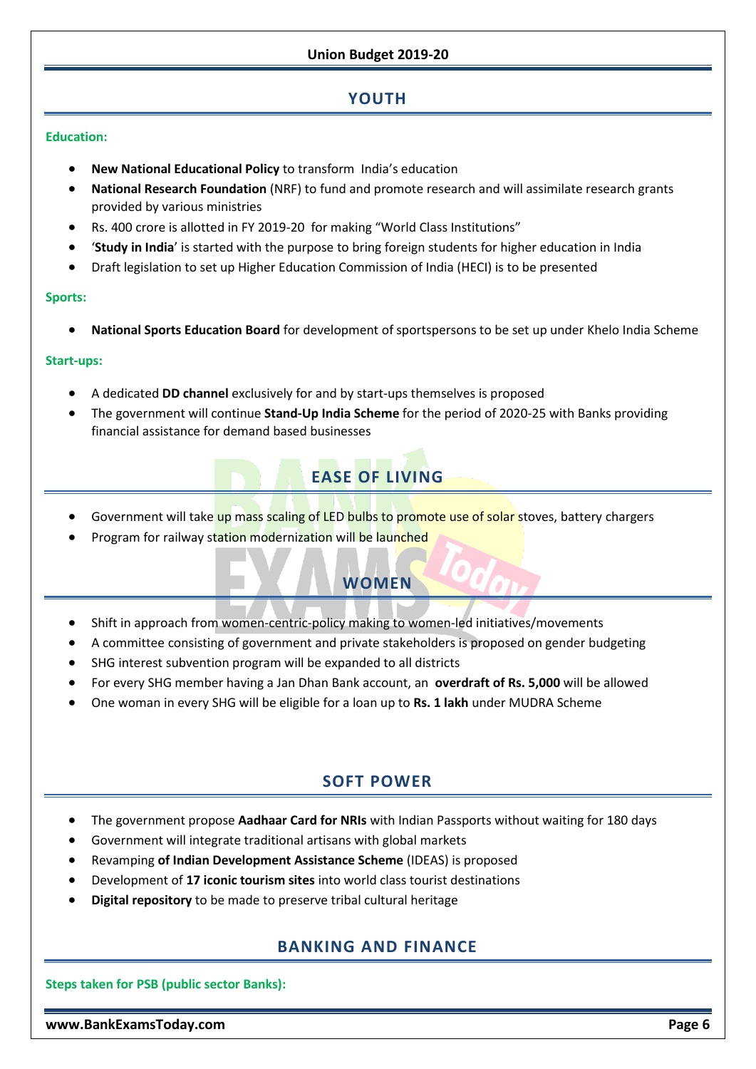## YOUTH

**Education:**

- **New National Educational Policy** to transform India's education
- **National Research Foundation** (NRF) to fund and promote research and will assimilate research grants provided by various ministries
- Rs. 400 crore is allotted in FY 2019-20 for making "World Class Institutions"
- '**Study in India**' is started with the purpose to bring foreign students for higher education in India
- Draft legislation to set up Higher Education Commission of India (HECI) is to be presented

**Sports:**

- **National Sports Education Board** for development of sportspersons to be set up under Khelo India Scheme

**Start-ups:**

- A dedicated **DD channel** exclusively for and by start-ups themselves is proposed
- The government will continue **Stand-Up India Scheme** for the period of 2020-25 with Banks providing financial assistance for demand based businesses

## EASE OF LIVING

- Government will take up mass scaling of LED bulbs to promote use of solar stoves, battery chargers
- Program for railway station modernization will be launched

## WOMEN

- Shift in approach from women-centric-policy making to women-led initiatives/movements
- A committee consisting of government and private stakeholders is proposed on gender budgeting
- SHG interest subvention program will be expanded to all districts
- For every SHG member having a Jan Dhan Bank account, an **overdraft of Rs. 5,000** will be allowed
- One woman in every SHG will be eligible for a loan up to **Rs. 1 lakh** under MUDRA Scheme

## SOFT POWER

- The government propose **Aadhaar Card for NRIs** with Indian Passports without waiting for 180 days
- Government will integrate traditional artisans with global markets
- Revamping **of Indian Development Assistance Scheme** (IDEAS) is proposed
- Development of **17 iconic tourism sites** into world class tourist destinations
- **Digital repository** to be made to preserve tribal cultural heritage

## BANKING AND FINANCE

**Steps taken for PSB (public sector Banks):**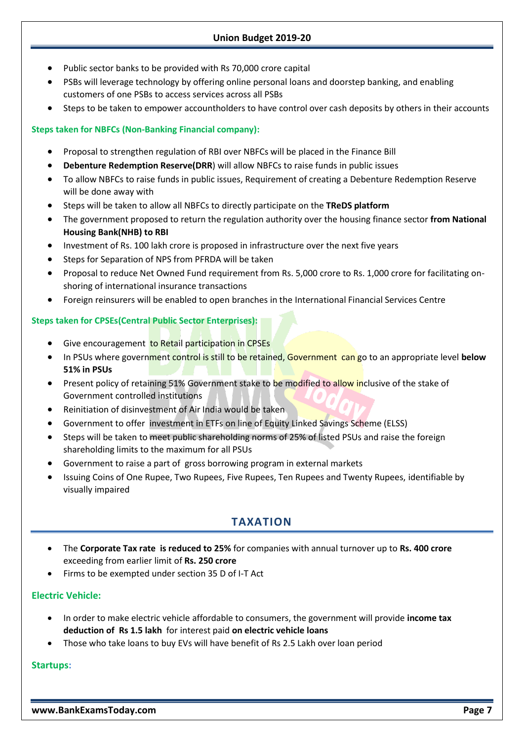- Public sector banks to be provided with Rs 70,000 crore capital
- PSBs will leverage technology by offering online personal loans and doorstep banking, and enabling customers of one PSBs to access services across all PSBs
- Steps to be taken to empower accountholders to have control over cash deposits by others in their accounts

**Steps taken for NBFCs (Non-Banking Financial company):**

- Proposal to strengthen regulation of RBI over NBFCs will be placed in the Finance Bill
- **Debenture Redemption Reserve(DRR**) will allow NBFCs to raise funds in public issues
- To allow NBFCs to raise funds in public issues, Requirement of creating a Debenture Redemption Reserve will be done away with
- Steps will be taken to allow all NBFCs to directly participate on the **TReDS platform**
- The government proposed to return the regulation authority over the housing finance sector **from National Housing Bank(NHB) to RBI**
- Investment of Rs. 100 lakh crore is proposed in infrastructure over the next five years
- Steps for Separation of NPS from PFRDA will be taken
- Proposal to reduce Net Owned Fund requirement from Rs. 5,000 crore to Rs. 1,000 crore for facilitating on-shoring of international insurance transactions
- Foreign reinsurers will be enabled to open branches in the International Financial Services Centre

**Steps taken for CPSEs(Central Public Sector Enterprises):**

- Give encouragement to Retail participation in CPSEs
- In PSUs where government control is still to be retained, Government can go to an appropriate level **below 51% in PSUs**
- Present policy of retaining 51% Government stake to be modified to allow inclusive of the stake of Government controlled institutions
- Reinitiation of disinvestment of Air India would be taken
- Government to offer investment in ETFs on line of Equity Linked Savings Scheme (ELSS)
- Steps will be taken to meet public shareholding norms of 25% of listed PSUs and raise the foreign shareholding limits to the maximum for all PSUs
- Government to raise a part of gross borrowing program in external markets
- Issuing Coins of One Rupee, Two Rupees, Five Rupees, Ten Rupees and Twenty Rupees, identifiable by visually impaired

## TAXATION

- The **Corporate Tax rate is reduced to 25%** for companies with annual turnover up to **Rs. 400 crore** exceeding from earlier limit of **Rs. 250 crore**
- Firms to be exempted under section 35 D of I-T Act

### Electric Vehicle:

- In order to make electric vehicle affordable to consumers, the government will provide **income tax deduction of Rs 1.5 lakh** for interest paid **on electric vehicle loans**
- Those who take loans to buy EVs will have benefit of Rs 2.5 Lakh over loan period

### Startups: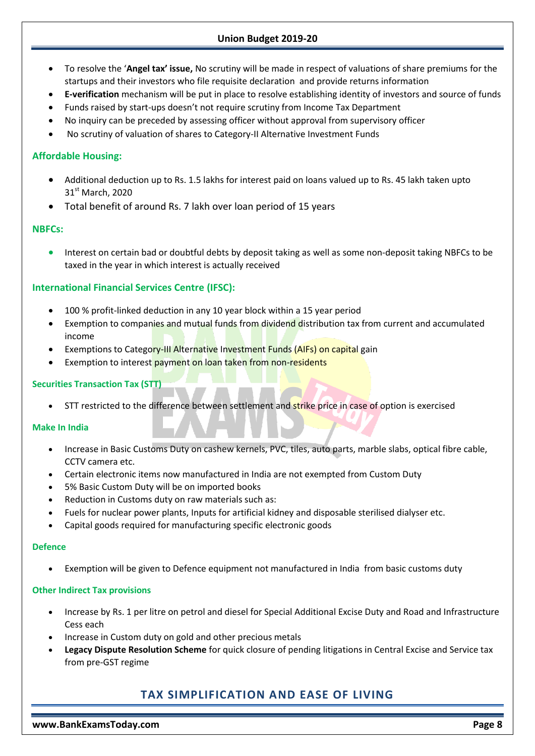- To resolve the '**Angel tax' issue,** No scrutiny will be made in respect of valuations of share premiums for the startups and their investors who file requisite declaration and provide returns information
- **E-verification** mechanism will be put in place to resolve establishing identity of investors and source of funds
- Funds raised by start-ups doesn't not require scrutiny from Income Tax Department
- No inquiry can be preceded by assessing officer without approval from supervisory officer
- No scrutiny of valuation of shares to Category-II Alternative Investment Funds

### Affordable Housing:

- Additional deduction up to Rs. 1.5 lakhs for interest paid on loans valued up to Rs. 45 lakh taken upto 31st March, 2020
- Total benefit of around Rs. 7 lakh over loan period of 15 years

### NBFCs:

- Interest on certain bad or doubtful debts by deposit taking as well as some non-deposit taking NBFCs to be taxed in the year in which interest is actually received

### International Financial Services Centre (IFSC):

- 100 % profit-linked deduction in any 10 year block within a 15 year period
- Exemption to companies and mutual funds from dividend distribution tax from current and accumulated income
- Exemptions to Category-III Alternative Investment Funds (AIFs) on capital gain
- Exemption to interest payment on loan taken from non-residents

### Securities Transaction Tax (STT)

- STT restricted to the difference between settlement and strike price in case of option is exercised

### Make In India

- Increase in Basic Customs Duty on cashew kernels, PVC, tiles, auto parts, marble slabs, optical fibre cable, CCTV camera etc.
- Certain electronic items now manufactured in India are not exempted from Custom Duty
- 5% Basic Custom Duty will be on imported books
- Reduction in Customs duty on raw materials such as:
- Fuels for nuclear power plants, Inputs for artificial kidney and disposable sterilised dialyser etc.
- Capital goods required for manufacturing specific electronic goods

### Defence

- Exemption will be given to Defence equipment not manufactured in India from basic customs duty

### Other Indirect Tax provisions

- Increase by Rs. 1 per litre on petrol and diesel for Special Additional Excise Duty and Road and Infrastructure Cess each
- Increase in Custom duty on gold and other precious metals
- **Legacy Dispute Resolution Scheme** for quick closure of pending litigations in Central Excise and Service tax from pre-GST regime

## TAX SIMPLIFICATION AND EASE OF LIVING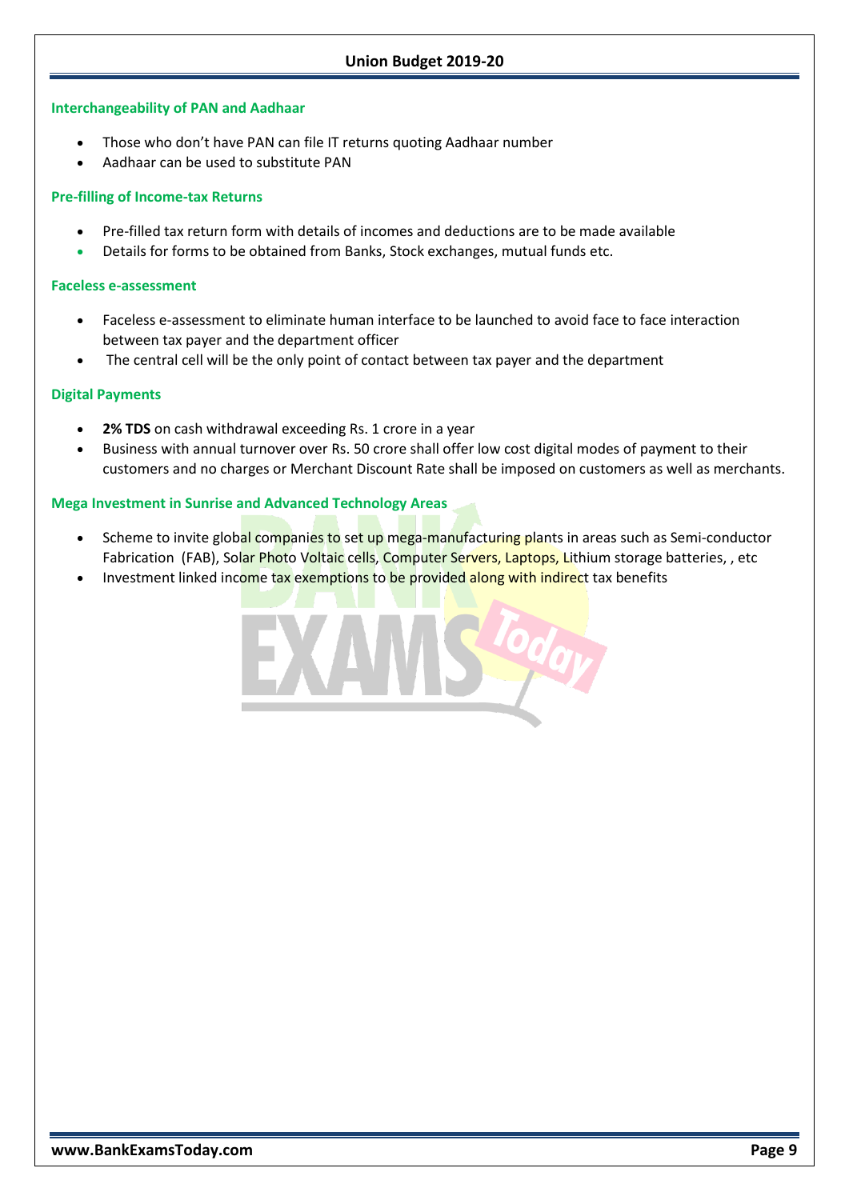### Interchangeability of PAN and Aadhaar

- Those who don't have PAN can file IT returns quoting Aadhaar number
- Aadhaar can be used to substitute PAN

### Pre-filling of Income-tax Returns

- Pre-filled tax return form with details of incomes and deductions are to be made available
- Details for forms to be obtained from Banks, Stock exchanges, mutual funds etc.

### Faceless e-assessment

- Faceless e-assessment to eliminate human interface to be launched to avoid face to face interaction between tax payer and the department officer
- The central cell will be the only point of contact between tax payer and the department

### Digital Payments

- **2% TDS** on cash withdrawal exceeding Rs. 1 crore in a year
- Business with annual turnover over Rs. 50 crore shall offer low cost digital modes of payment to their customers and no charges or Merchant Discount Rate shall be imposed on customers as well as merchants.

### Mega Investment in Sunrise and Advanced Technology Areas

- Scheme to invite global companies to set up mega-manufacturing plants in areas such as Semi-conductor Fabrication (FAB), Solar Photo Voltaic cells, Computer Servers, Laptops, Lithium storage batteries, , etc
- Investment linked income tax exemptions to be provided along with indirect tax benefits